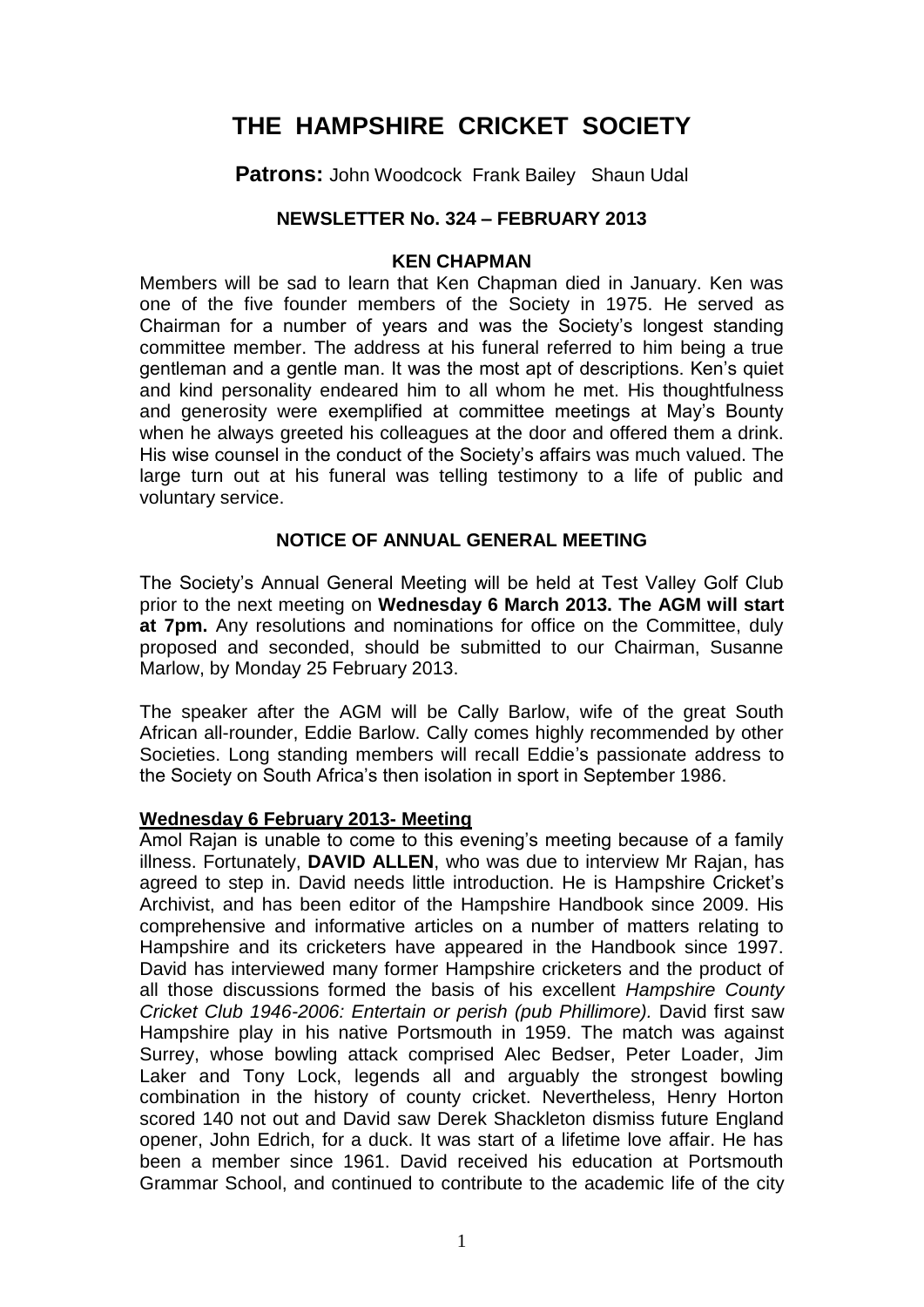# THE HAMPSHIRE CRICKET SOCIETY

**Patrons:** John Woodcock Frank Bailey Shaun Udal

**NEWSLETTER No. 324 – FEBRUARY 2013**

## KEN CHAPMAN

Members will be sad to learn that Ken Chapman died in January. Ken was one of the five founder members of the Society in 1975. He served as Chairman for a number of years and was the Society's longest standing committee member. The address at his funeral referred to him being a true gentleman and a gentle man. It was the most apt of descriptions. Ken's quiet and kind personality endeared him to all whom he met. His thoughtfulness and generosity were exemplified at committee meetings at May's Bounty when he always greeted his colleagues at the door and offered them a drink. His wise counsel in the conduct of the Society's affairs was much valued. The large turn out at his funeral was telling testimony to a life of public and voluntary service.

## NOTICE OF ANNUAL GENERAL MEETING

The Society's Annual General Meeting will be held at Test Valley Golf Club prior to the next meeting on **Wednesday 6 March 2013. The AGM will start at 7pm.** Any resolutions and nominations for office on the Committee, duly proposed and seconded, should be submitted to our Chairman, Susanne Marlow, by Monday 25 February 2013.

The speaker after the AGM will be Cally Barlow, wife of the great South African all-rounder, Eddie Barlow. Cally comes highly recommended by other Societies. Long standing members will recall Eddie's passionate address to the Society on South Africa's then isolation in sport in September 1986.

**Wednesday 6 February 2013- Meeting**

Amol Rajan is unable to come to this evening's meeting because of a family illness. Fortunately, **DAVID ALLEN**, who was due to interview Mr Rajan, has agreed to step in. David needs little introduction. He is Hampshire Cricket's Archivist, and has been editor of the Hampshire Handbook since 2009. His comprehensive and informative articles on a number of matters relating to Hampshire and its cricketers have appeared in the Handbook since 1997. David has interviewed many former Hampshire cricketers and the product of all those discussions formed the basis of his excellent *Hampshire County Cricket Club 1946-2006: Entertain or perish (pub Phillimore).* David first saw Hampshire play in his native Portsmouth in 1959. The match was against Surrey, whose bowling attack comprised Alec Bedser, Peter Loader, Jim Laker and Tony Lock, legends all and arguably the strongest bowling combination in the history of county cricket. Nevertheless, Henry Horton scored 140 not out and David saw Derek Shackleton dismiss future England opener, John Edrich, for a duck. It was start of a lifetime love affair. He has been a member since 1961. David received his education at Portsmouth Grammar School, and continued to contribute to the academic life of the city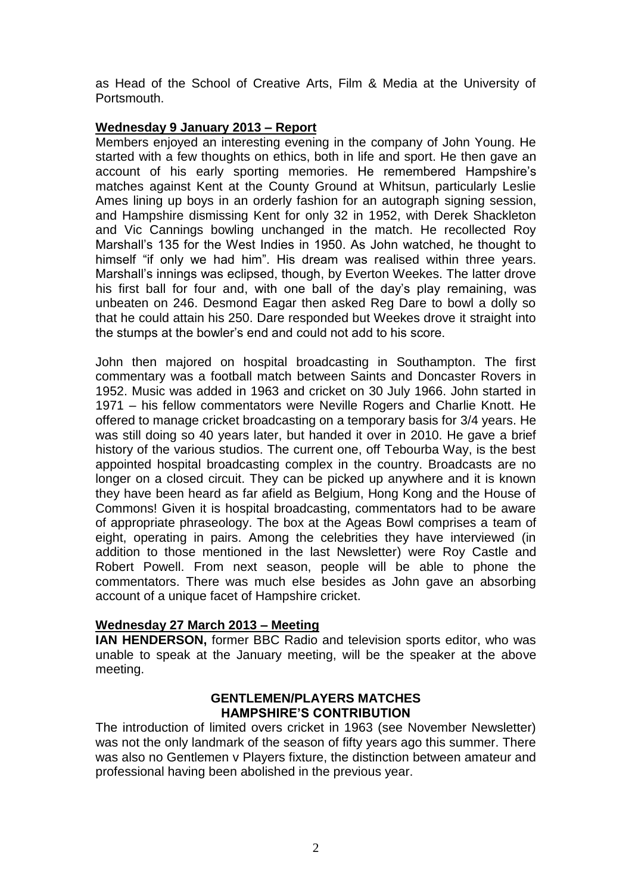as Head of the School of Creative Arts, Film & Media at the University of Portsmouth.

**Wednesday 9 January 2013 – Report**

Members enjoyed an interesting evening in the company of John Young. He started with a few thoughts on ethics, both in life and sport. He then gave an account of his early sporting memories. He remembered Hampshire's matches against Kent at the County Ground at Whitsun, particularly Leslie Ames lining up boys in an orderly fashion for an autograph signing session, and Hampshire dismissing Kent for only 32 in 1952, with Derek Shackleton and Vic Cannings bowling unchanged in the match. He recollected Roy Marshall's 135 for the West Indies in 1950. As John watched, he thought to himself "if only we had him". His dream was realised within three years. Marshall's innings was eclipsed, though, by Everton Weekes. The latter drove his first ball for four and, with one ball of the day's play remaining, was unbeaten on 246. Desmond Eagar then asked Reg Dare to bowl a dolly so that he could attain his 250. Dare responded but Weekes drove it straight into the stumps at the bowler's end and could not add to his score.

John then majored on hospital broadcasting in Southampton. The first commentary was a football match between Saints and Doncaster Rovers in 1952. Music was added in 1963 and cricket on 30 July 1966. John started in 1971 – his fellow commentators were Neville Rogers and Charlie Knott. He offered to manage cricket broadcasting on a temporary basis for 3/4 years. He was still doing so 40 years later, but handed it over in 2010. He gave a brief history of the various studios. The current one, off Tebourba Way, is the best appointed hospital broadcasting complex in the country. Broadcasts are no longer on a closed circuit. They can be picked up anywhere and it is known they have been heard as far afield as Belgium, Hong Kong and the House of Commons! Given it is hospital broadcasting, commentators had to be aware of appropriate phraseology. The box at the Ageas Bowl comprises a team of eight, operating in pairs. Among the celebrities they have interviewed (in addition to those mentioned in the last Newsletter) were Roy Castle and Robert Powell. From next season, people will be able to phone the commentators. There was much else besides as John gave an absorbing account of a unique facet of Hampshire cricket.

**Wednesday 27 March 2013 – Meeting**

**IAN HENDERSON,** former BBC Radio and television sports editor, who was unable to speak at the January meeting, will be the speaker at the above meeting.

## GENTLEMEN/PLAYERS MATCHES
## HAMPSHIRE'S CONTRIBUTION

The introduction of limited overs cricket in 1963 (see November Newsletter) was not the only landmark of the season of fifty years ago this summer. There was also no Gentlemen v Players fixture, the distinction between amateur and professional having been abolished in the previous year.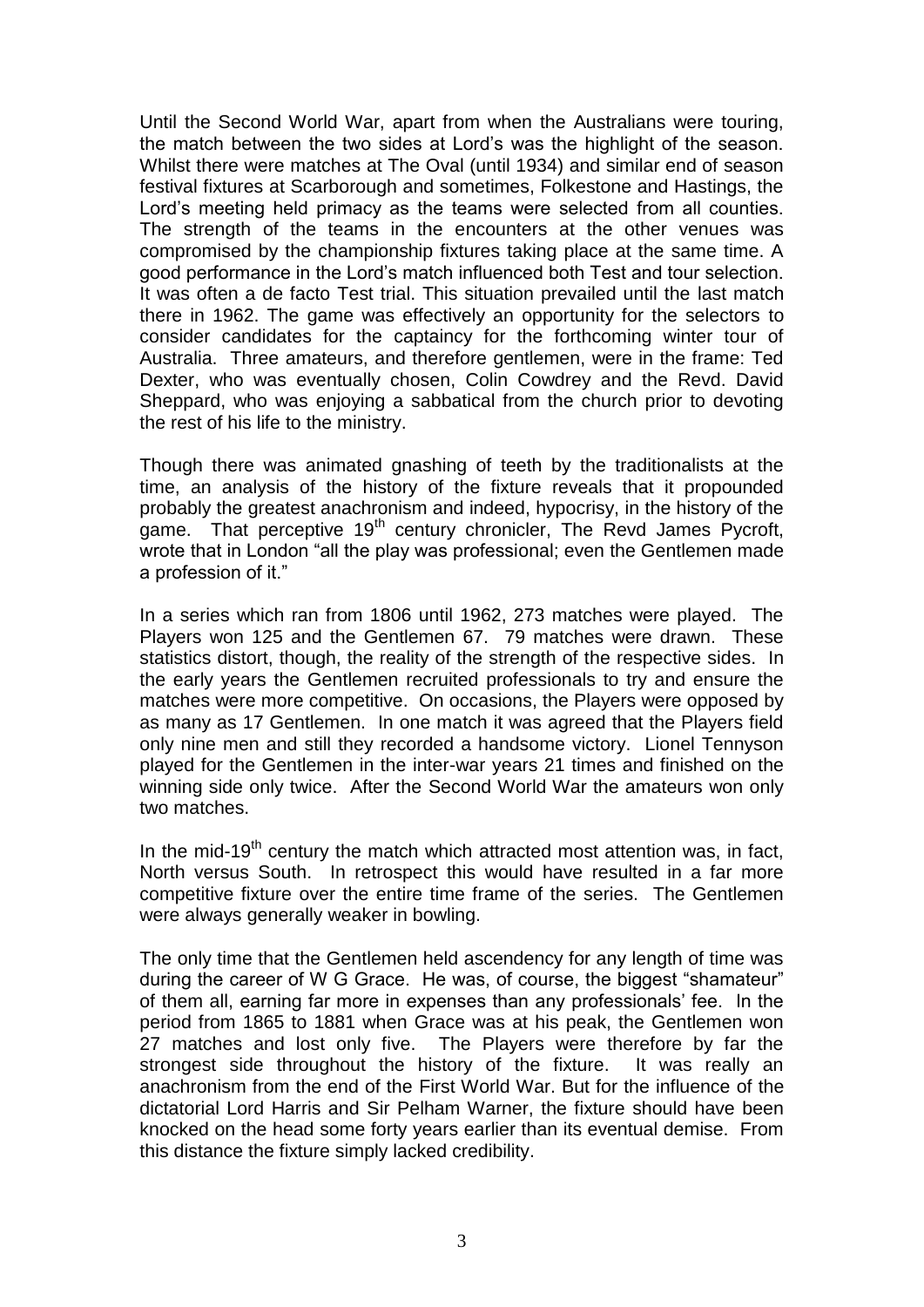Until the Second World War, apart from when the Australians were touring, the match between the two sides at Lord's was the highlight of the season. Whilst there were matches at The Oval (until 1934) and similar end of season festival fixtures at Scarborough and sometimes, Folkestone and Hastings, the Lord's meeting held primacy as the teams were selected from all counties. The strength of the teams in the encounters at the other venues was compromised by the championship fixtures taking place at the same time. A good performance in the Lord's match influenced both Test and tour selection. It was often a de facto Test trial. This situation prevailed until the last match there in 1962. The game was effectively an opportunity for the selectors to consider candidates for the captaincy for the forthcoming winter tour of Australia. Three amateurs, and therefore gentlemen, were in the frame: Ted Dexter, who was eventually chosen, Colin Cowdrey and the Revd. David Sheppard, who was enjoying a sabbatical from the church prior to devoting the rest of his life to the ministry.

Though there was animated gnashing of teeth by the traditionalists at the time, an analysis of the history of the fixture reveals that it propounded probably the greatest anachronism and indeed, hypocrisy, in the history of the game. That perceptive 19th century chronicler, The Revd James Pycroft, wrote that in London "all the play was professional; even the Gentlemen made a profession of it."

In a series which ran from 1806 until 1962, 273 matches were played. The Players won 125 and the Gentlemen 67. 79 matches were drawn. These statistics distort, though, the reality of the strength of the respective sides. In the early years the Gentlemen recruited professionals to try and ensure the matches were more competitive. On occasions, the Players were opposed by as many as 17 Gentlemen. In one match it was agreed that the Players field only nine men and still they recorded a handsome victory. Lionel Tennyson played for the Gentlemen in the inter-war years 21 times and finished on the winning side only twice. After the Second World War the amateurs won only two matches.

In the mid-19th century the match which attracted most attention was, in fact, North versus South. In retrospect this would have resulted in a far more competitive fixture over the entire time frame of the series. The Gentlemen were always generally weaker in bowling.

The only time that the Gentlemen held ascendency for any length of time was during the career of W G Grace. He was, of course, the biggest "shamateur" of them all, earning far more in expenses than any professionals' fee. In the period from 1865 to 1881 when Grace was at his peak, the Gentlemen won 27 matches and lost only five. The Players were therefore by far the strongest side throughout the history of the fixture. It was really an anachronism from the end of the First World War. But for the influence of the dictatorial Lord Harris and Sir Pelham Warner, the fixture should have been knocked on the head some forty years earlier than its eventual demise. From this distance the fixture simply lacked credibility.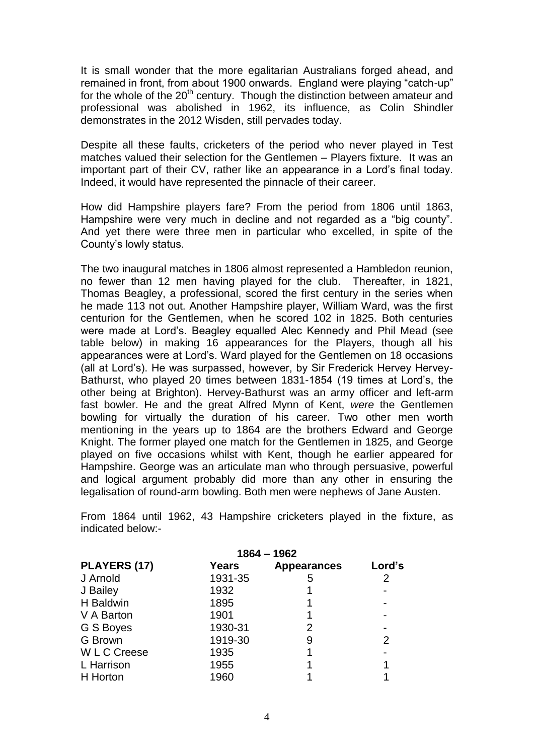It is small wonder that the more egalitarian Australians forged ahead, and remained in front, from about 1900 onwards. England were playing "catch-up" for the whole of the 20th century. Though the distinction between amateur and professional was abolished in 1962, its influence, as Colin Shindler demonstrates in the 2012 Wisden, still pervades today.

Despite all these faults, cricketers of the period who never played in Test matches valued their selection for the Gentlemen – Players fixture. It was an important part of their CV, rather like an appearance in a Lord's final today. Indeed, it would have represented the pinnacle of their career.

How did Hampshire players fare? From the period from 1806 until 1863, Hampshire were very much in decline and not regarded as a "big county". And yet there were three men in particular who excelled, in spite of the County's lowly status.

The two inaugural matches in 1806 almost represented a Hambledon reunion, no fewer than 12 men having played for the club. Thereafter, in 1821, Thomas Beagley, a professional, scored the first century in the series when he made 113 not out. Another Hampshire player, William Ward, was the first centurion for the Gentlemen, when he scored 102 in 1825. Both centuries were made at Lord's. Beagley equalled Alec Kennedy and Phil Mead (see table below) in making 16 appearances for the Players, though all his appearances were at Lord's. Ward played for the Gentlemen on 18 occasions (all at Lord's). He was surpassed, however, by Sir Frederick Hervey Hervey-Bathurst, who played 20 times between 1831-1854 (19 times at Lord's, the other being at Brighton). Hervey-Bathurst was an army officer and left-arm fast bowler. He and the great Alfred Mynn of Kent, *were* the Gentlemen bowling for virtually the duration of his career. Two other men worth mentioning in the years up to 1864 are the brothers Edward and George Knight. The former played one match for the Gentlemen in 1825, and George played on five occasions whilst with Kent, though he earlier appeared for Hampshire. George was an articulate man who through persuasive, powerful and logical argument probably did more than any other in ensuring the legalisation of round-arm bowling. Both men were nephews of Jane Austen.

From 1864 until 1962, 43 Hampshire cricketers played in the fixture, as indicated below:-

**1864 – 1962**

| PLAYERS (17) | Years | Appearances | Lord's |
|---|---|---|---|
| J Arnold | 1931-35 | 5 | 2 |
| J Bailey | 1932 | 1 | - |
| H Baldwin | 1895 | 1 | - |
| V A Barton | 1901 | 1 | - |
| G S Boyes | 1930-31 | 2 | - |
| G Brown | 1919-30 | 9 | 2 |
| W L C Creese | 1935 | 1 | - |
| L Harrison | 1955 | 1 | 1 |
| H Horton | 1960 | 1 | 1 |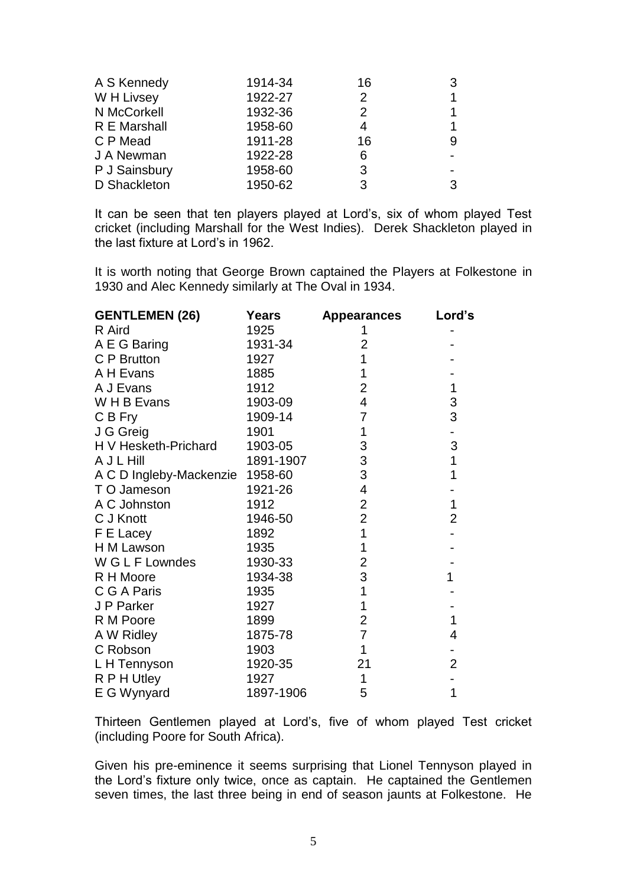| | | | |
|---|---|---|---|
| A S Kennedy | 1914-34 | 16 | 3 |
| W H Livsey | 1922-27 | 2 | 1 |
| N McCorkell | 1932-36 | 2 | 1 |
| R E Marshall | 1958-60 | 4 | 1 |
| C P Mead | 1911-28 | 16 | 9 |
| J A Newman | 1922-28 | 6 | - |
| P J Sainsbury | 1958-60 | 3 | - |
| D Shackleton | 1950-62 | 3 | 3 |

It can be seen that ten players played at Lord's, six of whom played Test cricket (including Marshall for the West Indies). Derek Shackleton played in the last fixture at Lord's in 1962.

It is worth noting that George Brown captained the Players at Folkestone in 1930 and Alec Kennedy similarly at The Oval in 1934.

| **GENTLEMEN (26)** | **Years** | **Appearances** | **Lord's** |
|---|---|---|---|
| R Aird | 1925 | 1 | - |
| A E G Baring | 1931-34 | 2 | - |
| C P Brutton | 1927 | 1 | - |
| A H Evans | 1885 | 1 | - |
| A J Evans | 1912 | 2 | 1 |
| W H B Evans | 1903-09 | 4 | 3 |
| C B Fry | 1909-14 | 7 | 3 |
| J G Greig | 1901 | 1 | - |
| H V Hesketh-Prichard | 1903-05 | 3 | 3 |
| A J L Hill | 1891-1907 | 3 | 1 |
| A C D Ingleby-Mackenzie | 1958-60 | 3 | 1 |
| T O Jameson | 1921-26 | 4 | - |
| A C Johnston | 1912 | 2 | 1 |
| C J Knott | 1946-50 | 2 | 2 |
| F E Lacey | 1892 | 1 | - |
| H M Lawson | 1935 | 1 | - |
| W G L F Lowndes | 1930-33 | 2 | - |
| R H Moore | 1934-38 | 3 | 1 |
| C G A Paris | 1935 | 1 | - |
| J P Parker | 1927 | 1 | - |
| R M Poore | 1899 | 2 | 1 |
| A W Ridley | 1875-78 | 7 | 4 |
| C Robson | 1903 | 1 | - |
| L H Tennyson | 1920-35 | 21 | 2 |
| R P H Utley | 1927 | 1 | - |
| E G Wynyard | 1897-1906 | 5 | 1 |

Thirteen Gentlemen played at Lord's, five of whom played Test cricket (including Poore for South Africa).

Given his pre-eminence it seems surprising that Lionel Tennyson played in the Lord's fixture only twice, once as captain. He captained the Gentlemen seven times, the last three being in end of season jaunts at Folkestone. He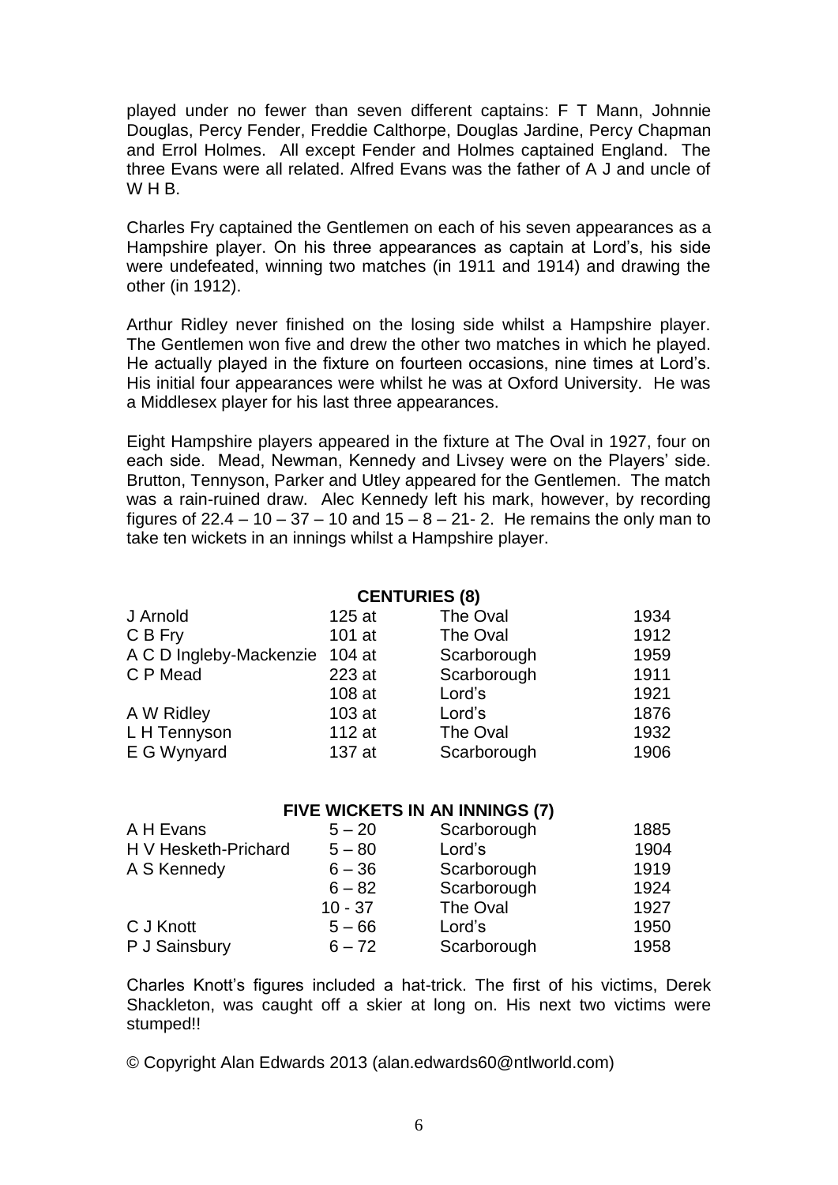played under no fewer than seven different captains: F T Mann, Johnnie Douglas, Percy Fender, Freddie Calthorpe, Douglas Jardine, Percy Chapman and Errol Holmes. All except Fender and Holmes captained England. The three Evans were all related. Alfred Evans was the father of A J and uncle of W H B.

Charles Fry captained the Gentlemen on each of his seven appearances as a Hampshire player. On his three appearances as captain at Lord's, his side were undefeated, winning two matches (in 1911 and 1914) and drawing the other (in 1912).

Arthur Ridley never finished on the losing side whilst a Hampshire player. The Gentlemen won five and drew the other two matches in which he played. He actually played in the fixture on fourteen occasions, nine times at Lord's. His initial four appearances were whilst he was at Oxford University. He was a Middlesex player for his last three appearances.

Eight Hampshire players appeared in the fixture at The Oval in 1927, four on each side. Mead, Newman, Kennedy and Livsey were on the Players' side. Brutton, Tennyson, Parker and Utley appeared for the Gentlemen. The match was a rain-ruined draw. Alec Kennedy left his mark, however, by recording figures of 22.4 – 10 – 37 – 10 and 15 – 8 – 21- 2. He remains the only man to take ten wickets in an innings whilst a Hampshire player.

## CENTURIES (8)

| | | | |
|---|---|---|---|
| J Arnold | 125 at | The Oval | 1934 |
| C B Fry | 101 at | The Oval | 1912 |
| A C D Ingleby-Mackenzie | 104 at | Scarborough | 1959 |
| C P Mead | 223 at | Scarborough | 1911 |
| | 108 at | Lord's | 1921 |
| A W Ridley | 103 at | Lord's | 1876 |
| L H Tennyson | 112 at | The Oval | 1932 |
| E G Wynyard | 137 at | Scarborough | 1906 |

## FIVE WICKETS IN AN INNINGS (7)

| | | | |
|---|---|---|---|
| A H Evans | 5 – 20 | Scarborough | 1885 |
| H V Hesketh-Prichard | 5 – 80 | Lord's | 1904 |
| A S Kennedy | 6 – 36 | Scarborough | 1919 |
| | 6 – 82 | Scarborough | 1924 |
| | 10 - 37 | The Oval | 1927 |
| C J Knott | 5 – 66 | Lord's | 1950 |
| P J Sainsbury | 6 – 72 | Scarborough | 1958 |

Charles Knott's figures included a hat-trick. The first of his victims, Derek Shackleton, was caught off a skier at long on. His next two victims were stumped!!

© Copyright Alan Edwards 2013 (alan.edwards60@ntlworld.com)